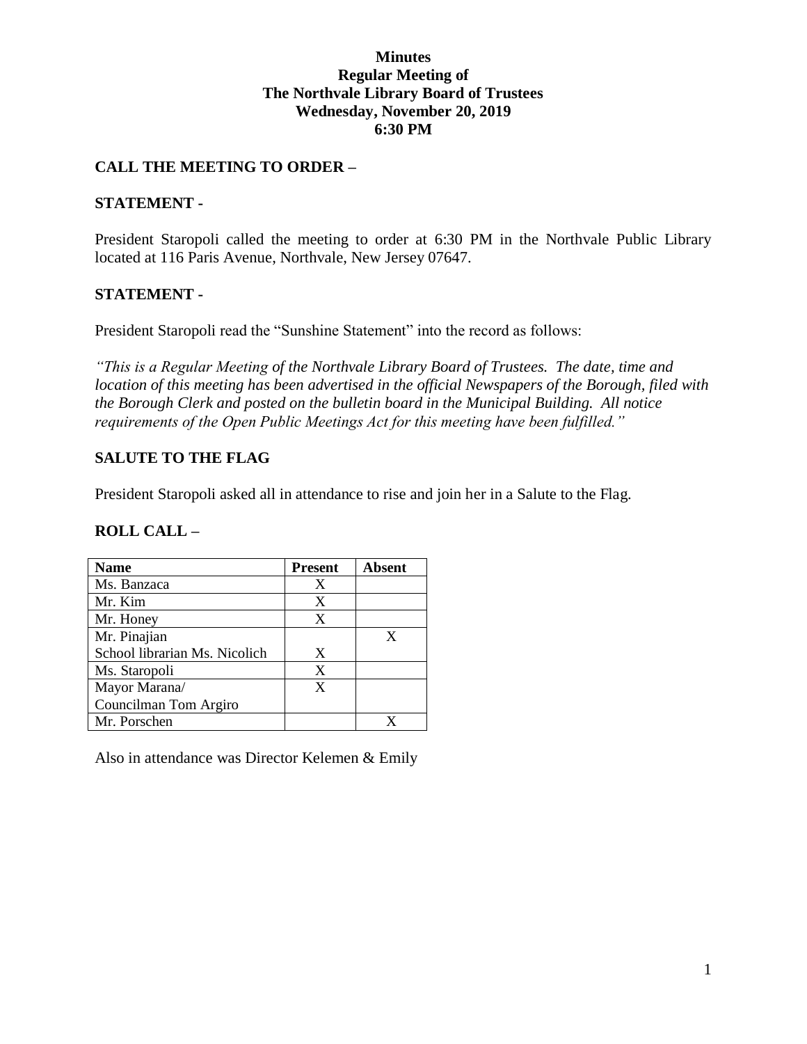**Minutes**
**Regular Meeting of**
**The Northvale Library Board of Trustees**
**Wednesday, November 20, 2019**
**6:30 PM**

## CALL THE MEETING TO ORDER –

## STATEMENT -

President Staropoli called the meeting to order at 6:30 PM in the Northvale Public Library located at 116 Paris Avenue, Northvale, New Jersey 07647.

## STATEMENT -

President Staropoli read the "Sunshine Statement" into the record as follows:

*"This is a Regular Meeting of the Northvale Library Board of Trustees. The date, time and location of this meeting has been advertised in the official Newspapers of the Borough, filed with the Borough Clerk and posted on the bulletin board in the Municipal Building. All notice requirements of the Open Public Meetings Act for this meeting have been fulfilled."*

## SALUTE TO THE FLAG

President Staropoli asked all in attendance to rise and join her in a Salute to the Flag.

## ROLL CALL –

| Name | Present | Absent |
|---|---|---|
| Ms. Banzaca | X | |
| Mr. Kim | X | |
| Mr. Honey | X | |
| Mr. Pinajian | | X |
| School librarian Ms. Nicolich | X | |
| Ms. Staropoli | X | |
| Mayor Marana/ Councilman Tom Argiro | X | |
| Mr. Porschen | | X |

Also in attendance was Director Kelemen & Emily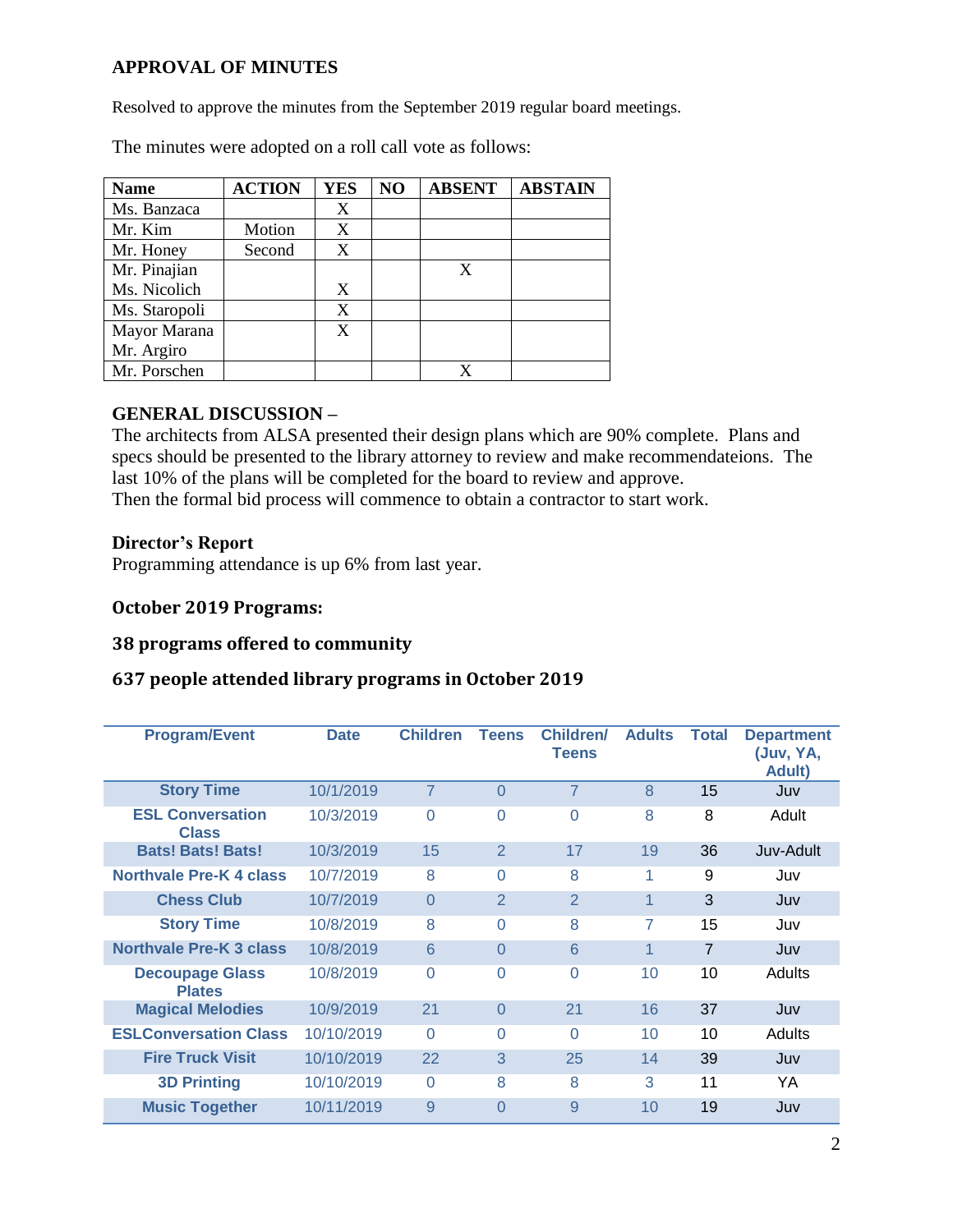**APPROVAL OF MINUTES**

Resolved to approve the minutes from the September 2019 regular board meetings.

The minutes were adopted on a roll call vote as follows:

| Name | ACTION | YES | NO | ABSENT | ABSTAIN |
|---|---|---|---|---|---|
| Ms. Banzaca | | X | | | |
| Mr. Kim | Motion | X | | | |
| Mr. Honey | Second | X | | | |
| Mr. Pinajian | | | | X | |
| Ms. Nicolich | | X | | | |
| Ms. Staropoli | | X | | | |
| Mayor Marana | | X | | | |
| Mr. Argiro | | | | | |
| Mr. Porschen | | | | X | |

**GENERAL DISCUSSION –**
The architects from ALSA presented their design plans which are 90% complete. Plans and specs should be presented to the library attorney to review and make recommendateions. The last 10% of the plans will be completed for the board to review and approve.
Then the formal bid process will commence to obtain a contractor to start work.

**Director's Report**
Programming attendance is up 6% from last year.

**October 2019 Programs:**

**38 programs offered to community**

**637 people attended library programs in October 2019**

| Program/Event | Date | Children | Teens | Children/ Teens | Adults | Total | Department (Juv, YA, Adult) |
|---|---|---|---|---|---|---|---|
| Story Time | 10/1/2019 | 7 | 0 | 7 | 8 | 15 | Juv |
| ESL Conversation Class | 10/3/2019 | 0 | 0 | 0 | 8 | 8 | Adult |
| Bats! Bats! Bats! | 10/3/2019 | 15 | 2 | 17 | 19 | 36 | Juv-Adult |
| Northvale Pre-K 4 class | 10/7/2019 | 8 | 0 | 8 | 1 | 9 | Juv |
| Chess Club | 10/7/2019 | 0 | 2 | 2 | 1 | 3 | Juv |
| Story Time | 10/8/2019 | 8 | 0 | 8 | 7 | 15 | Juv |
| Northvale Pre-K 3 class | 10/8/2019 | 6 | 0 | 6 | 1 | 7 | Juv |
| Decoupage Glass Plates | 10/8/2019 | 0 | 0 | 0 | 10 | 10 | Adults |
| Magical Melodies | 10/9/2019 | 21 | 0 | 21 | 16 | 37 | Juv |
| ESLConversation Class | 10/10/2019 | 0 | 0 | 0 | 10 | 10 | Adults |
| Fire Truck Visit | 10/10/2019 | 22 | 3 | 25 | 14 | 39 | Juv |
| 3D Printing | 10/10/2019 | 0 | 8 | 8 | 3 | 11 | YA |
| Music Together | 10/11/2019 | 9 | 0 | 9 | 10 | 19 | Juv |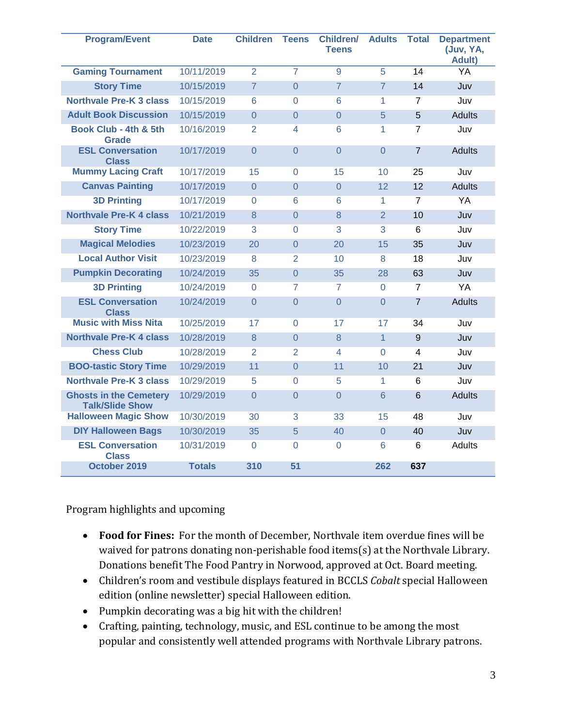| Program/Event | Date | Children | Teens | Children/ Teens | Adults | Total | Department (Juv, YA, Adult) |
|---|---|---|---|---|---|---|---|
| Gaming Tournament | 10/11/2019 | 2 | 7 | 9 | 5 | 14 | YA |
| Story Time | 10/15/2019 | 7 | 0 | 7 | 7 | 14 | Juv |
| Northvale Pre-K 3 class | 10/15/2019 | 6 | 0 | 6 | 1 | 7 | Juv |
| Adult Book Discussion | 10/15/2019 | 0 | 0 | 0 | 5 | 5 | Adults |
| Book Club - 4th & 5th Grade | 10/16/2019 | 2 | 4 | 6 | 1 | 7 | Juv |
| ESL Conversation Class | 10/17/2019 | 0 | 0 | 0 | 0 | 7 | Adults |
| Mummy Lacing Craft | 10/17/2019 | 15 | 0 | 15 | 10 | 25 | Juv |
| Canvas Painting | 10/17/2019 | 0 | 0 | 0 | 12 | 12 | Adults |
| 3D Printing | 10/17/2019 | 0 | 6 | 6 | 1 | 7 | YA |
| Northvale Pre-K 4 class | 10/21/2019 | 8 | 0 | 8 | 2 | 10 | Juv |
| Story Time | 10/22/2019 | 3 | 0 | 3 | 3 | 6 | Juv |
| Magical Melodies | 10/23/2019 | 20 | 0 | 20 | 15 | 35 | Juv |
| Local Author Visit | 10/23/2019 | 8 | 2 | 10 | 8 | 18 | Juv |
| Pumpkin Decorating | 10/24/2019 | 35 | 0 | 35 | 28 | 63 | Juv |
| 3D Printing | 10/24/2019 | 0 | 7 | 7 | 0 | 7 | YA |
| ESL Conversation Class | 10/24/2019 | 0 | 0 | 0 | 0 | 7 | Adults |
| Music with Miss Nita | 10/25/2019 | 17 | 0 | 17 | 17 | 34 | Juv |
| Northvale Pre-K 4 class | 10/28/2019 | 8 | 0 | 8 | 1 | 9 | Juv |
| Chess Club | 10/28/2019 | 2 | 2 | 4 | 0 | 4 | Juv |
| BOO-tastic Story Time | 10/29/2019 | 11 | 0 | 11 | 10 | 21 | Juv |
| Northvale Pre-K 3 class | 10/29/2019 | 5 | 0 | 5 | 1 | 6 | Juv |
| Ghosts in the Cemetery Talk/Slide Show | 10/29/2019 | 0 | 0 | 0 | 6 | 6 | Adults |
| Halloween Magic Show | 10/30/2019 | 30 | 3 | 33 | 15 | 48 | Juv |
| DIY Halloween Bags | 10/30/2019 | 35 | 5 | 40 | 0 | 40 | Juv |
| ESL Conversation Class | 10/31/2019 | 0 | 0 | 0 | 6 | 6 | Adults |
| **October 2019** | **Totals** | **310** | **51** | | **262** | **637** | |

Program highlights and upcoming

- **Food for Fines:** For the month of December, Northvale item overdue fines will be waived for patrons donating non-perishable food items(s) at the Northvale Library. Donations benefit The Food Pantry in Norwood, approved at Oct. Board meeting.
- Children's room and vestibule displays featured in BCCLS *Cobalt* special Halloween edition (online newsletter) special Halloween edition.
- Pumpkin decorating was a big hit with the children!
- Crafting, painting, technology, music, and ESL continue to be among the most popular and consistently well attended programs with Northvale Library patrons.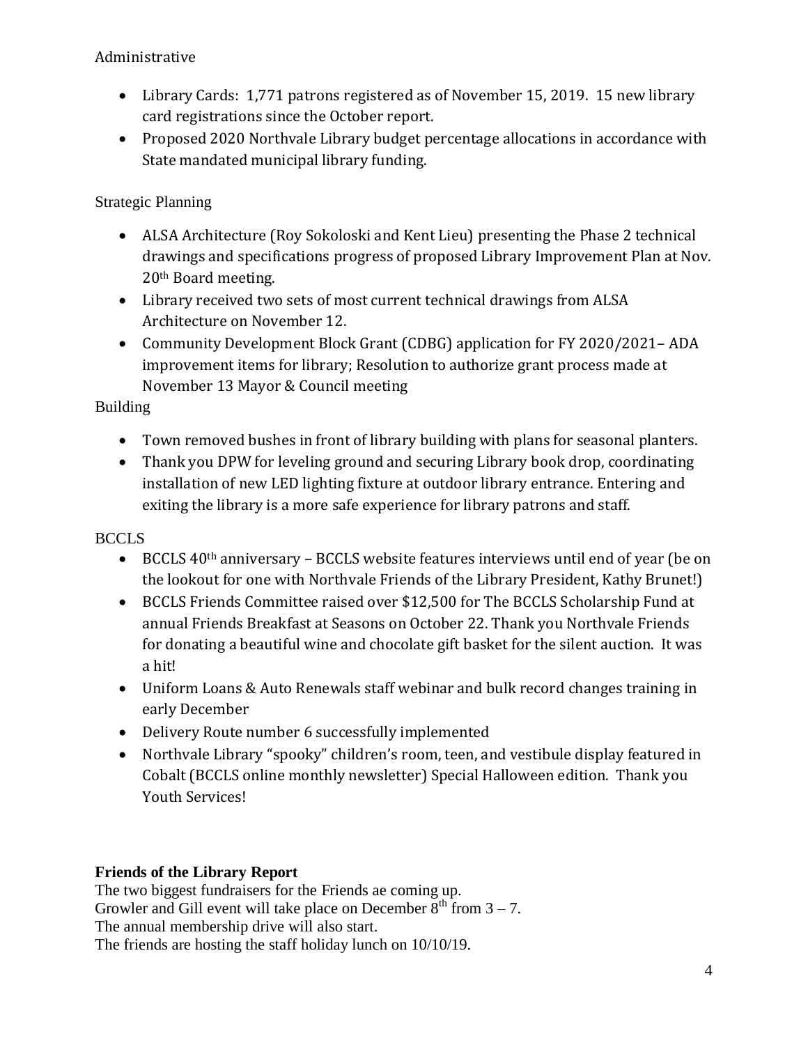Administrative

- Library Cards: 1,771 patrons registered as of November 15, 2019. 15 new library card registrations since the October report.
- Proposed 2020 Northvale Library budget percentage allocations in accordance with State mandated municipal library funding.

Strategic Planning

- ALSA Architecture (Roy Sokoloski and Kent Lieu) presenting the Phase 2 technical drawings and specifications progress of proposed Library Improvement Plan at Nov. 20th Board meeting.
- Library received two sets of most current technical drawings from ALSA Architecture on November 12.
- Community Development Block Grant (CDBG) application for FY 2020/2021– ADA improvement items for library; Resolution to authorize grant process made at November 13 Mayor & Council meeting

Building

- Town removed bushes in front of library building with plans for seasonal planters.
- Thank you DPW for leveling ground and securing Library book drop, coordinating installation of new LED lighting fixture at outdoor library entrance. Entering and exiting the library is a more safe experience for library patrons and staff.

BCCLS

- BCCLS 40th anniversary – BCCLS website features interviews until end of year (be on the lookout for one with Northvale Friends of the Library President, Kathy Brunet!)
- BCCLS Friends Committee raised over $12,500 for The BCCLS Scholarship Fund at annual Friends Breakfast at Seasons on October 22. Thank you Northvale Friends for donating a beautiful wine and chocolate gift basket for the silent auction. It was a hit!
- Uniform Loans & Auto Renewals staff webinar and bulk record changes training in early December
- Delivery Route number 6 successfully implemented
- Northvale Library "spooky" children's room, teen, and vestibule display featured in Cobalt (BCCLS online monthly newsletter) Special Halloween edition. Thank you Youth Services!

**Friends of the Library Report**

The two biggest fundraisers for the Friends ae coming up.
Growler and Gill event will take place on December 8th from 3 – 7.
The annual membership drive will also start.
The friends are hosting the staff holiday lunch on 10/10/19.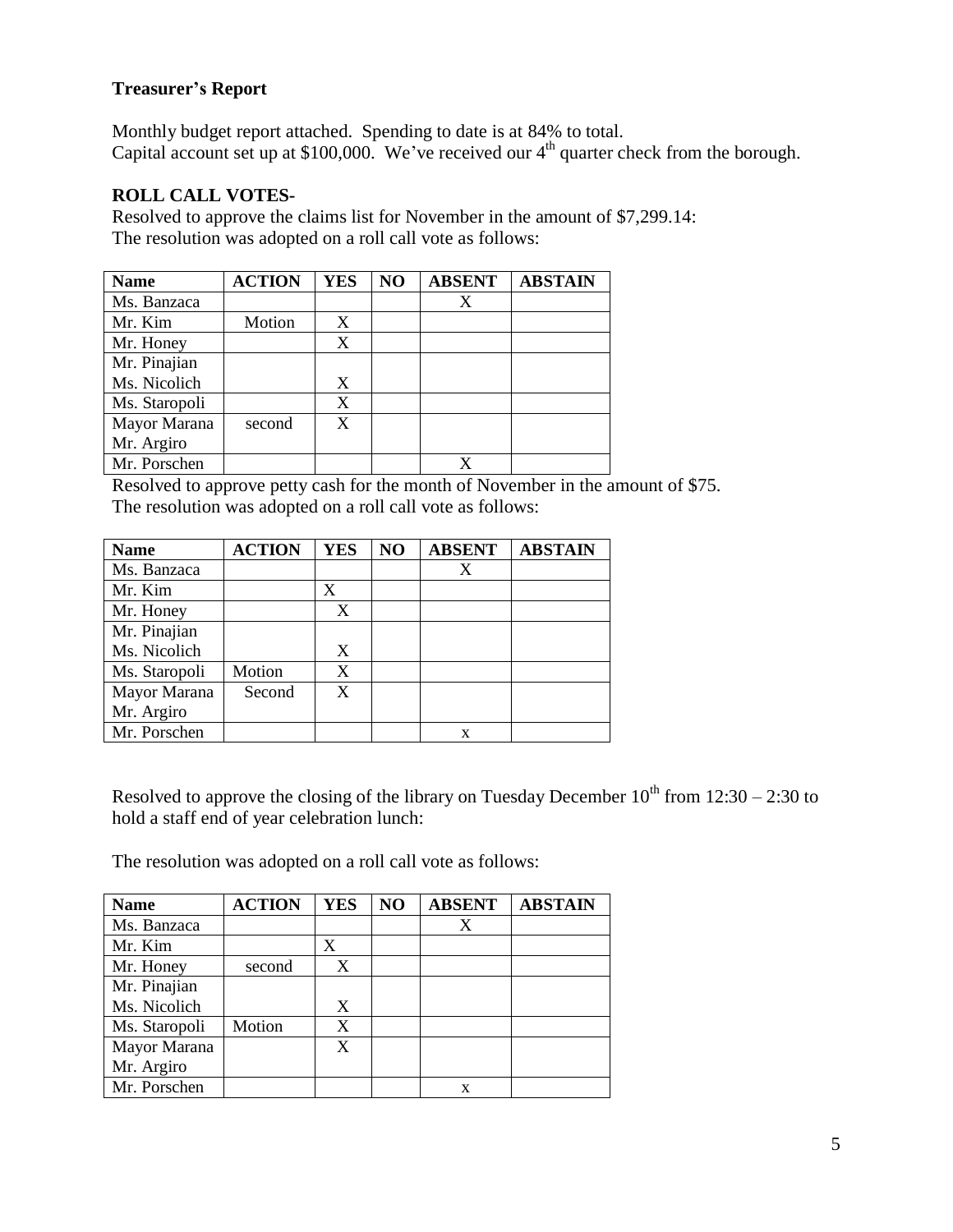**Treasurer's Report**

Monthly budget report attached. Spending to date is at 84% to total.
Capital account set up at $100,000. We've received our 4th quarter check from the borough.

**ROLL CALL VOTES-**

Resolved to approve the claims list for November in the amount of $7,299.14:
The resolution was adopted on a roll call vote as follows:

| Name | ACTION | YES | NO | ABSENT | ABSTAIN |
|---|---|---|---|---|---|
| Ms. Banzaca | | | | X | |
| Mr. Kim | Motion | X | | | |
| Mr. Honey | | X | | | |
| Mr. Pinajian | | | | | |
| Ms. Nicolich | | X | | | |
| Ms. Staropoli | | X | | | |
| Mayor Marana | second | X | | | |
| Mr. Argiro | | | | | |
| Mr. Porschen | | | | X | |

Resolved to approve petty cash for the month of November in the amount of $75.
The resolution was adopted on a roll call vote as follows:

| Name | ACTION | YES | NO | ABSENT | ABSTAIN |
|---|---|---|---|---|---|
| Ms. Banzaca | | | | X | |
| Mr. Kim | | X | | | |
| Mr. Honey | | X | | | |
| Mr. Pinajian | | | | | |
| Ms. Nicolich | | X | | | |
| Ms. Staropoli | Motion | X | | | |
| Mayor Marana | Second | X | | | |
| Mr. Argiro | | | | | |
| Mr. Porschen | | | | x | |

Resolved to approve the closing of the library on Tuesday December 10th from 12:30 – 2:30 to hold a staff end of year celebration lunch:

The resolution was adopted on a roll call vote as follows:

| Name | ACTION | YES | NO | ABSENT | ABSTAIN |
|---|---|---|---|---|---|
| Ms. Banzaca | | | | X | |
| Mr. Kim | | X | | | |
| Mr. Honey | second | X | | | |
| Mr. Pinajian | | | | | |
| Ms. Nicolich | | X | | | |
| Ms. Staropoli | Motion | X | | | |
| Mayor Marana | | X | | | |
| Mr. Argiro | | | | | |
| Mr. Porschen | | | | x | |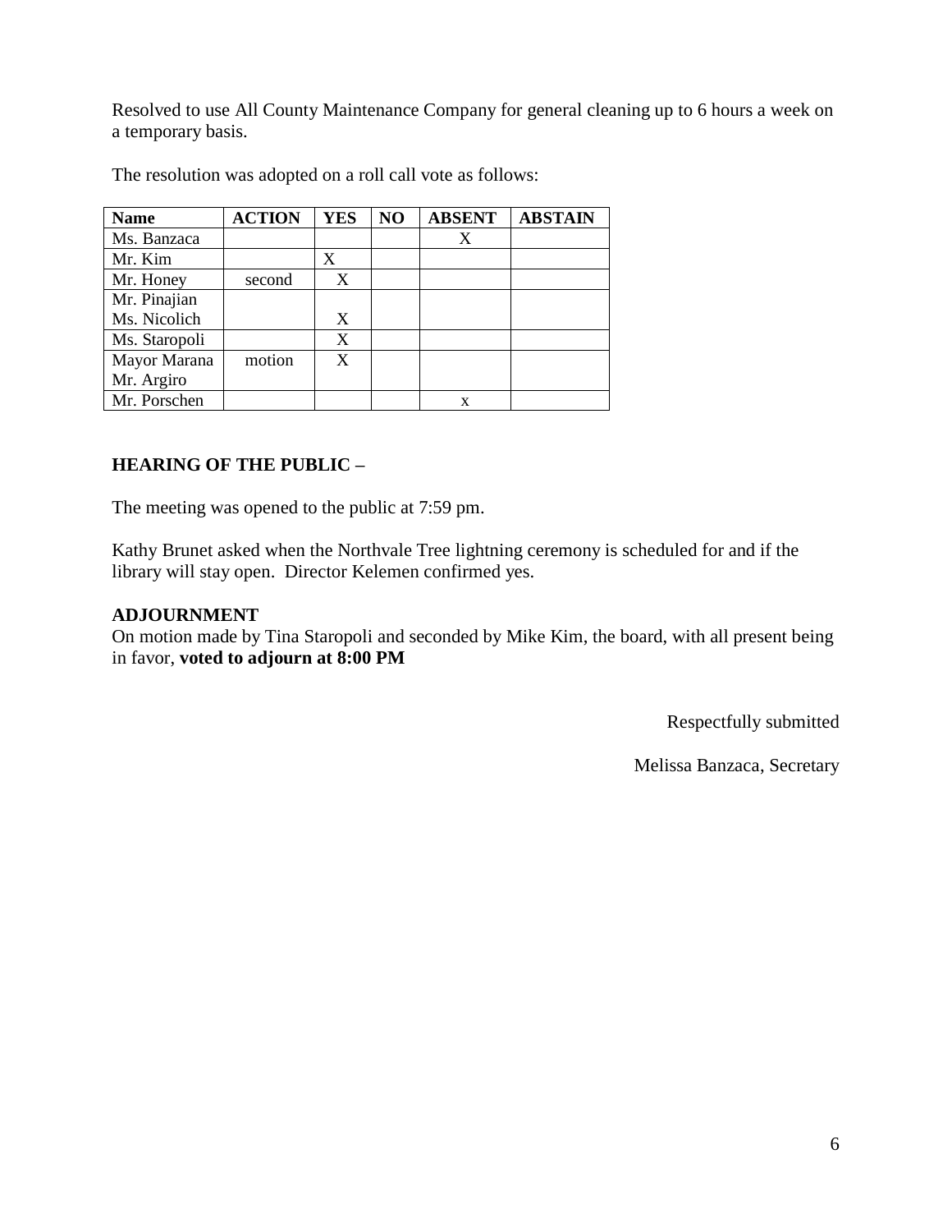Resolved to use All County Maintenance Company for general cleaning up to 6 hours a week on a temporary basis.

The resolution was adopted on a roll call vote as follows:

| Name | ACTION | YES | NO | ABSENT | ABSTAIN |
|---|---|---|---|---|---|
| Ms. Banzaca | | | | X | |
| Mr. Kim | | X | | | |
| Mr. Honey | second | X | | | |
| Mr. Pinajian | | | | | |
| Ms. Nicolich | | X | | | |
| Ms. Staropoli | | X | | | |
| Mayor Marana | motion | X | | | |
| Mr. Argiro | | | | | |
| Mr. Porschen | | | | x | |

**HEARING OF THE PUBLIC –**

The meeting was opened to the public at 7:59 pm.

Kathy Brunet asked when the Northvale Tree lightning ceremony is scheduled for and if the library will stay open. Director Kelemen confirmed yes.

**ADJOURNMENT**

On motion made by Tina Staropoli and seconded by Mike Kim, the board, with all present being in favor, **voted to adjourn at 8:00 PM**

Respectfully submitted

Melissa Banzaca, Secretary